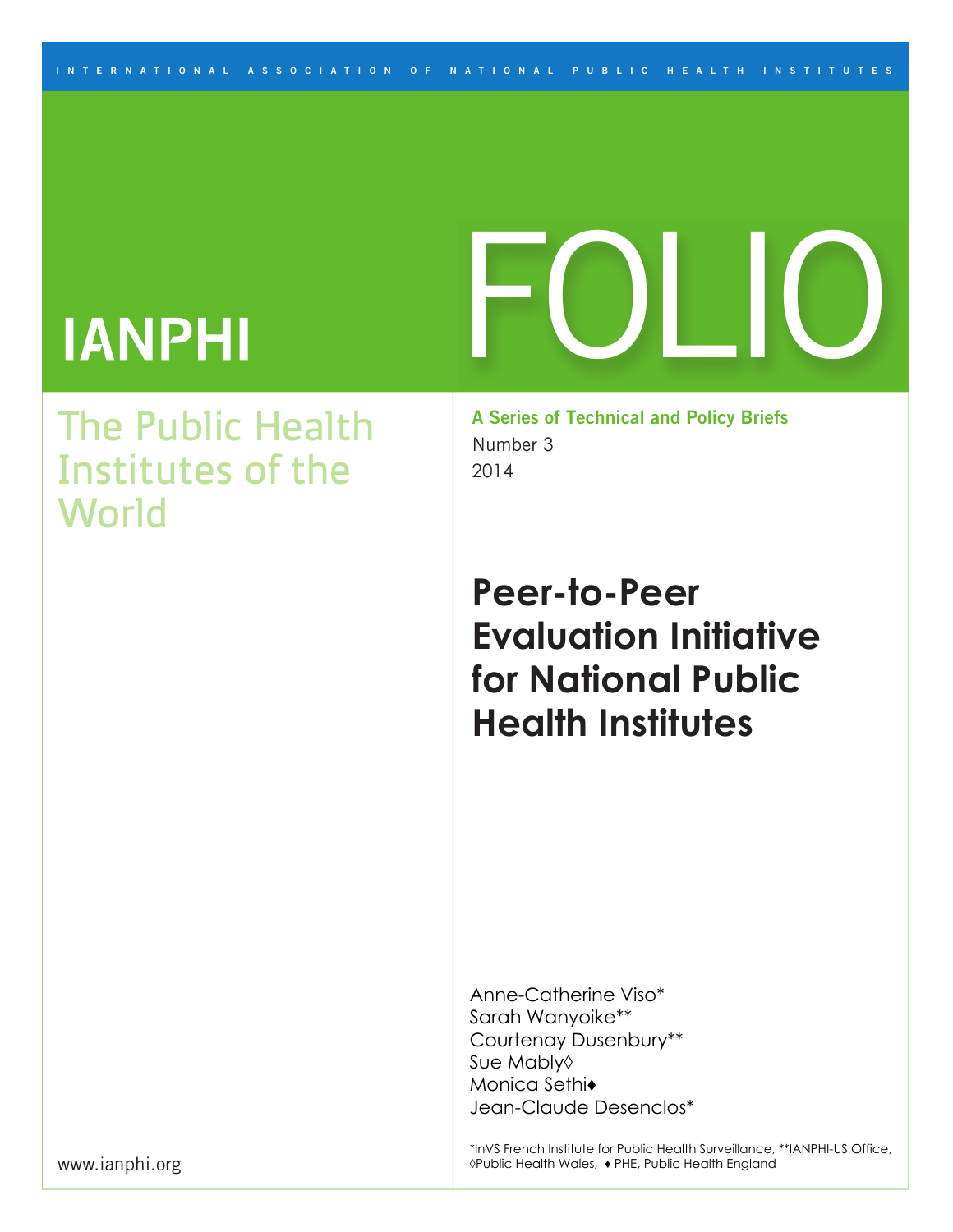INTERNATIONAL ASSOCIATION OF NATIONAL PUBLIC HEALTH INSTITUTES

IANPHI

# FOLIO

The Public Health Institutes of the World

**A Series of Technical and Policy Briefs**
Number 3
2014

# Peer-to-Peer Evaluation Initiative for National Public Health Institutes

Anne-Catherine Viso*
Sarah Wanyoike**
Courtenay Dusenbury**
Sue Mably◊
Monica Sethi♦
Jean-Claude Desenclos*

*InVS French Institute for Public Health Surveillance, **IANPHI-US Office, ◊Public Health Wales, ♦ PHE, Public Health England

www.ianphi.org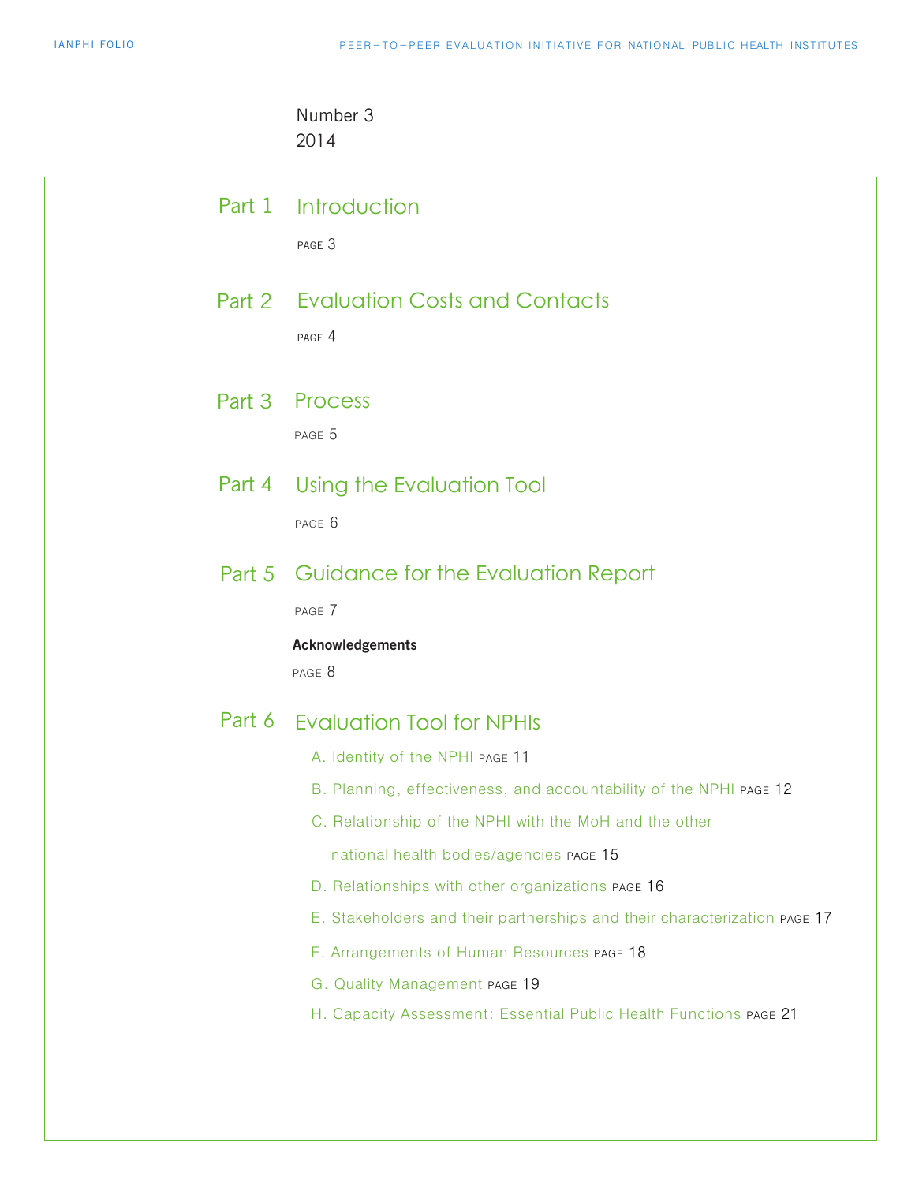Number 3
2014

## Part 1 Introduction

PAGE 3

## Part 2 Evaluation Costs and Contacts

PAGE 4

## Part 3 Process

PAGE 5

## Part 4 Using the Evaluation Tool

PAGE 6

## Part 5 Guidance for the Evaluation Report

PAGE 7

**Acknowledgements**

PAGE 8

## Part 6 Evaluation Tool for NPHIs

A. Identity of the NPHI PAGE 11

B. Planning, effectiveness, and accountability of the NPHI PAGE 12

C. Relationship of the NPHI with the MoH and the other national health bodies/agencies PAGE 15

D. Relationships with other organizations PAGE 16

E. Stakeholders and their partnerships and their characterization PAGE 17

F. Arrangements of Human Resources PAGE 18

G. Quality Management PAGE 19

H. Capacity Assessment: Essential Public Health Functions PAGE 21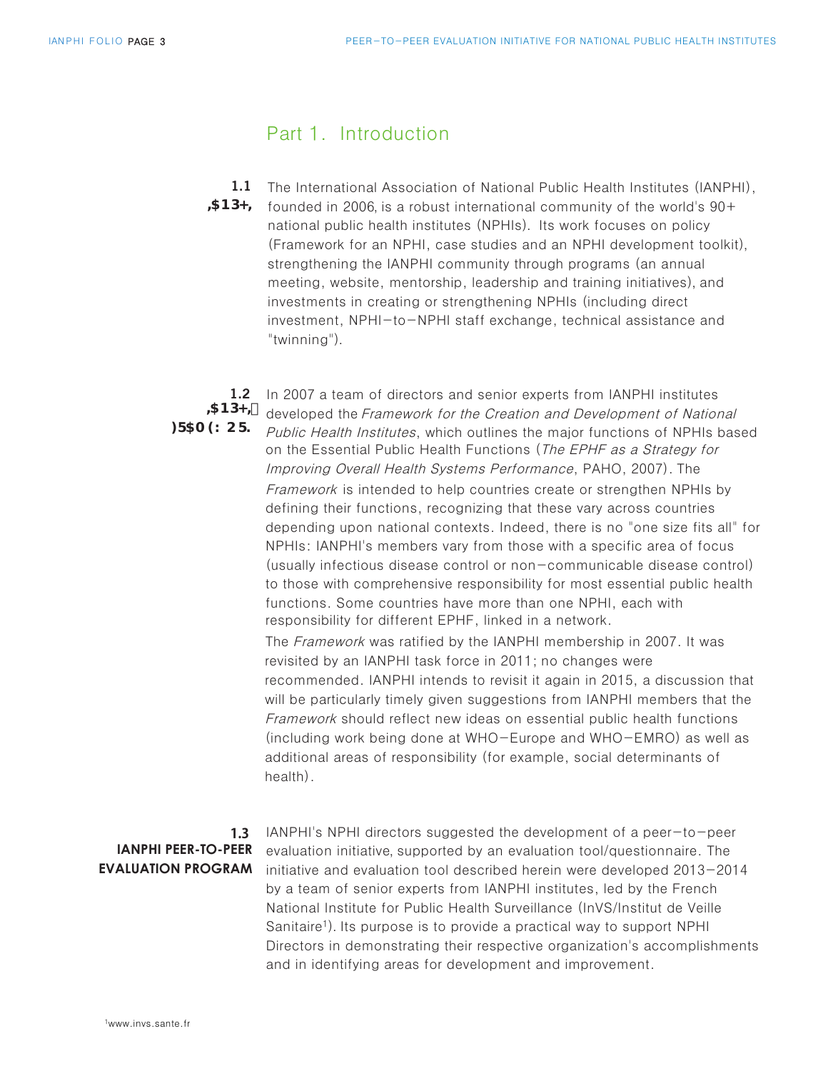# Part 1. Introduction

**1.1 ,$13+,**

The International Association of National Public Health Institutes (IANPHI), founded in 2006, is a robust international community of the world's 90+ national public health institutes (NPHIs). Its work focuses on policy (Framework for an NPHI, case studies and an NPHI development toolkit), strengthening the IANPHI community through programs (an annual meeting, website, mentorship, leadership and training initiatives), and investments in creating or strengthening NPHIs (including direct investment, NPHI-to-NPHI staff exchange, technical assistance and "twinning").

**1.2 ,$13+, )5$0(: 25.**

In 2007 a team of directors and senior experts from IANPHI institutes developed the *Framework for the Creation and Development of National Public Health Institutes*, which outlines the major functions of NPHIs based on the Essential Public Health Functions (*The EPHF as a Strategy for Improving Overall Health Systems Performance*, PAHO, 2007). The *Framework* is intended to help countries create or strengthen NPHIs by defining their functions, recognizing that these vary across countries depending upon national contexts. Indeed, there is no "one size fits all" for NPHIs: IANPHI's members vary from those with a specific area of focus (usually infectious disease control or non-communicable disease control) to those with comprehensive responsibility for most essential public health functions. Some countries have more than one NPHI, each with responsibility for different EPHF, linked in a network.

The *Framework* was ratified by the IANPHI membership in 2007. It was revisited by an IANPHI task force in 2011; no changes were recommended. IANPHI intends to revisit it again in 2015, a discussion that will be particularly timely given suggestions from IANPHI members that the *Framework* should reflect new ideas on essential public health functions (including work being done at WHO-Europe and WHO-EMRO) as well as additional areas of responsibility (for example, social determinants of health).

**1.3 IANPHI PEER-TO-PEER EVALUATION PROGRAM**

IANPHI's NPHI directors suggested the development of a peer-to-peer evaluation initiative, supported by an evaluation tool/questionnaire. The initiative and evaluation tool described herein were developed 2013-2014 by a team of senior experts from IANPHI institutes, led by the French National Institute for Public Health Surveillance (InVS/Institut de Veille Sanitaire[1]). Its purpose is to provide a practical way to support NPHI Directors in demonstrating their respective organization's accomplishments and in identifying areas for development and improvement.

[1]www.invs.sante.fr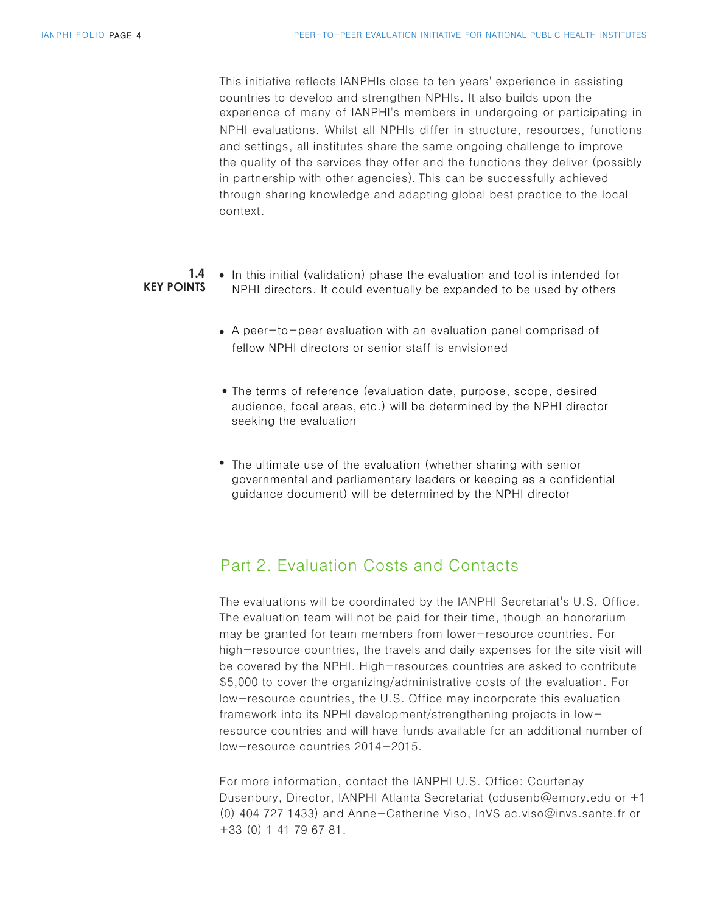This initiative reflects IANPHIs close to ten years' experience in assisting countries to develop and strengthen NPHIs. It also builds upon the experience of many of IANPHI's members in undergoing or participating in NPHI evaluations. Whilst all NPHIs differ in structure, resources, functions and settings, all institutes share the same ongoing challenge to improve the quality of the services they offer and the functions they deliver (possibly in partnership with other agencies). This can be successfully achieved through sharing knowledge and adapting global best practice to the local context.

**1.4 KEY POINTS**

- In this initial (validation) phase the evaluation and tool is intended for NPHI directors. It could eventually be expanded to be used by others
- A peer–to–peer evaluation with an evaluation panel comprised of fellow NPHI directors or senior staff is envisioned
- The terms of reference (evaluation date, purpose, scope, desired audience, focal areas, etc.) will be determined by the NPHI director seeking the evaluation
- The ultimate use of the evaluation (whether sharing with senior governmental and parliamentary leaders or keeping as a confidential guidance document) will be determined by the NPHI director

## Part 2. Evaluation Costs and Contacts

The evaluations will be coordinated by the IANPHI Secretariat's U.S. Office. The evaluation team will not be paid for their time, though an honorarium may be granted for team members from lower–resource countries. For high–resource countries, the travels and daily expenses for the site visit will be covered by the NPHI. High–resources countries are asked to contribute $5,000 to cover the organizing/administrative costs of the evaluation. For low–resource countries, the U.S. Office may incorporate this evaluation framework into its NPHI development/strengthening projects in low–resource countries and will have funds available for an additional number of low–resource countries 2014–2015.

For more information, contact the IANPHI U.S. Office: Courtenay Dusenbury, Director, IANPHI Atlanta Secretariat (cdusenb@emory.edu or +1 (0) 404 727 1433) and Anne–Catherine Viso, InVS ac.viso@invs.sante.fr or +33 (0) 1 41 79 67 81.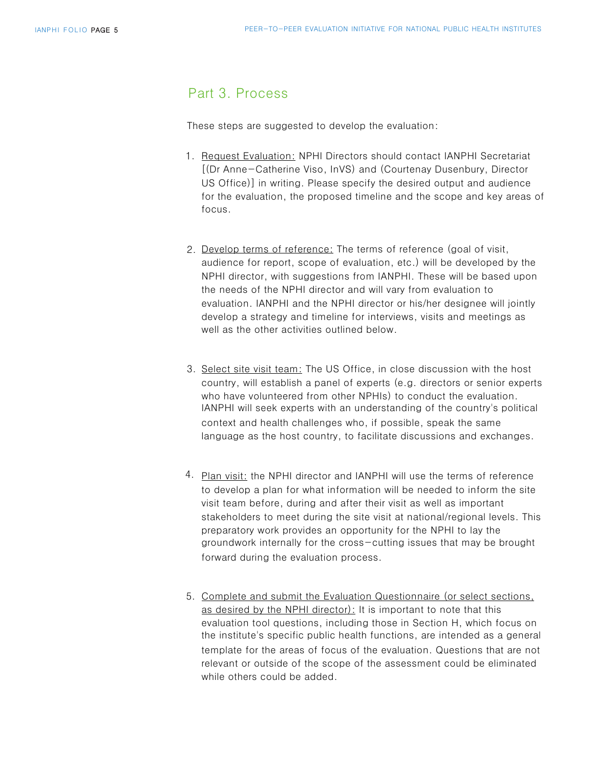## Part 3. Process

These steps are suggested to develop the evaluation:

1. Request Evaluation: NPHI Directors should contact IANPHI Secretariat [(Dr Anne–Catherine Viso, InVS) and (Courtenay Dusenbury, Director US Office)] in writing. Please specify the desired output and audience for the evaluation, the proposed timeline and the scope and key areas of focus.

2. Develop terms of reference: The terms of reference (goal of visit, audience for report, scope of evaluation, etc.) will be developed by the NPHI director, with suggestions from IANPHI. These will be based upon the needs of the NPHI director and will vary from evaluation to evaluation. IANPHI and the NPHI director or his/her designee will jointly develop a strategy and timeline for interviews, visits and meetings as well as the other activities outlined below.

3. Select site visit team: The US Office, in close discussion with the host country, will establish a panel of experts (e.g. directors or senior experts who have volunteered from other NPHIs) to conduct the evaluation. IANPHI will seek experts with an understanding of the country's political context and health challenges who, if possible, speak the same language as the host country, to facilitate discussions and exchanges.

4. Plan visit: the NPHI director and IANPHI will use the terms of reference to develop a plan for what information will be needed to inform the site visit team before, during and after their visit as well as important stakeholders to meet during the site visit at national/regional levels. This preparatory work provides an opportunity for the NPHI to lay the groundwork internally for the cross–cutting issues that may be brought forward during the evaluation process.

5. Complete and submit the Evaluation Questionnaire (or select sections, as desired by the NPHI director): It is important to note that this evaluation tool questions, including those in Section H, which focus on the institute's specific public health functions, are intended as a general template for the areas of focus of the evaluation. Questions that are not relevant or outside of the scope of the assessment could be eliminated while others could be added.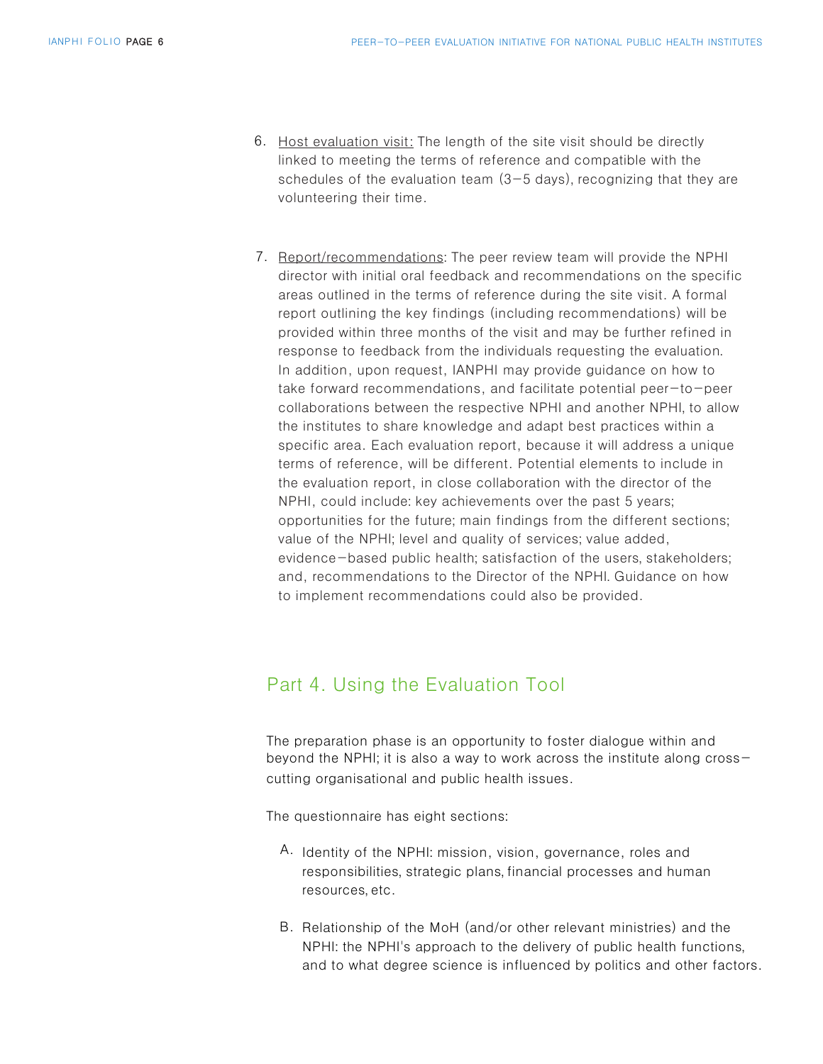6. Host evaluation visit: The length of the site visit should be directly linked to meeting the terms of reference and compatible with the schedules of the evaluation team (3–5 days), recognizing that they are volunteering their time.

7. Report/recommendations: The peer review team will provide the NPHI director with initial oral feedback and recommendations on the specific areas outlined in the terms of reference during the site visit. A formal report outlining the key findings (including recommendations) will be provided within three months of the visit and may be further refined in response to feedback from the individuals requesting the evaluation. In addition, upon request, IANPHI may provide guidance on how to take forward recommendations, and facilitate potential peer–to–peer collaborations between the respective NPHI and another NPHI, to allow the institutes to share knowledge and adapt best practices within a specific area. Each evaluation report, because it will address a unique terms of reference, will be different. Potential elements to include in the evaluation report, in close collaboration with the director of the NPHI, could include: key achievements over the past 5 years; opportunities for the future; main findings from the different sections; value of the NPHI; level and quality of services; value added, evidence–based public health; satisfaction of the users, stakeholders; and, recommendations to the Director of the NPHI. Guidance on how to implement recommendations could also be provided.

## Part 4. Using the Evaluation Tool

The preparation phase is an opportunity to foster dialogue within and beyond the NPHI; it is also a way to work across the institute along cross–cutting organisational and public health issues.

The questionnaire has eight sections:

A. Identity of the NPHI: mission, vision, governance, roles and responsibilities, strategic plans, financial processes and human resources, etc.

B. Relationship of the MoH (and/or other relevant ministries) and the NPHI: the NPHI's approach to the delivery of public health functions, and to what degree science is influenced by politics and other factors.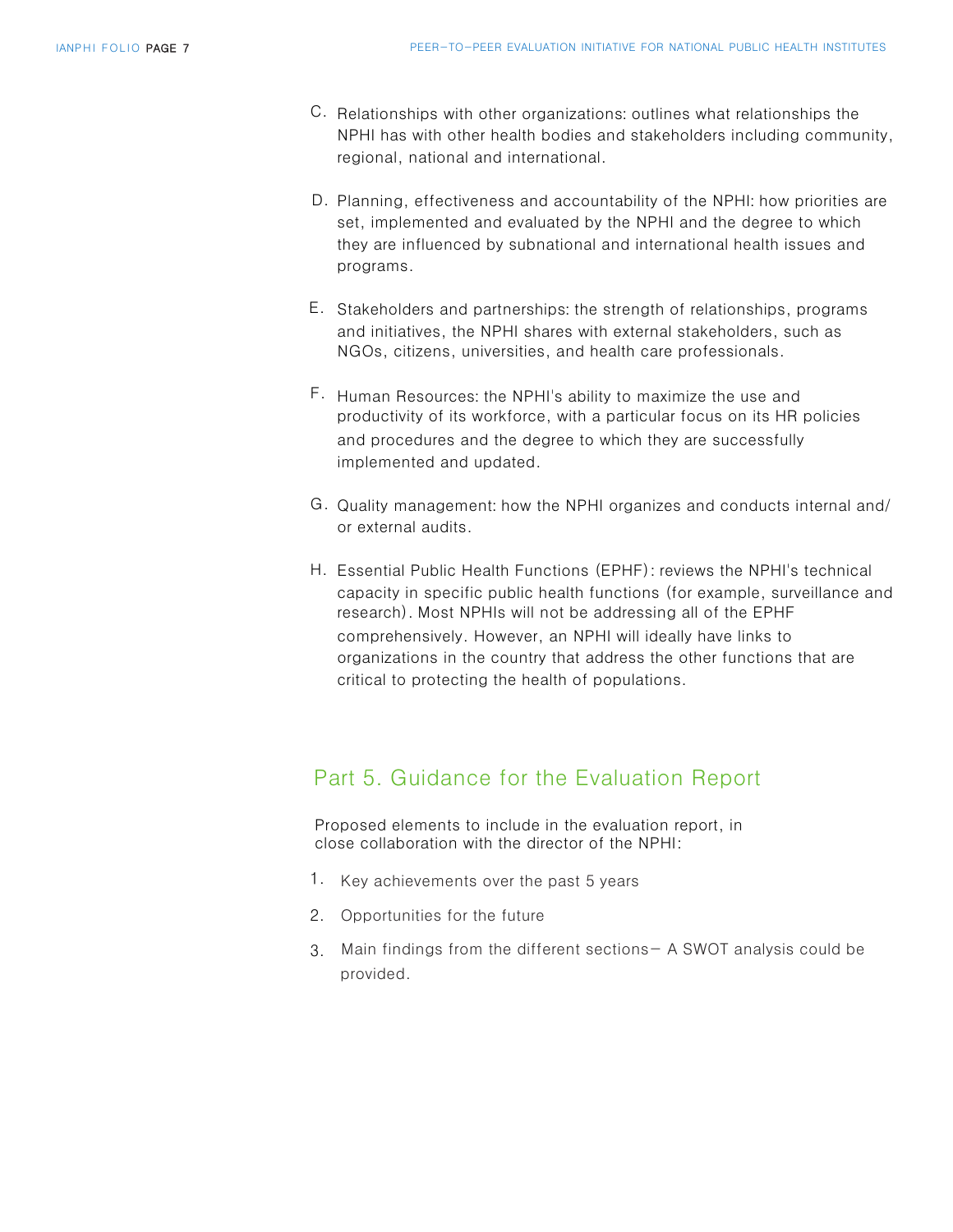C. Relationships with other organizations: outlines what relationships the NPHI has with other health bodies and stakeholders including community, regional, national and international.

D. Planning, effectiveness and accountability of the NPHI: how priorities are set, implemented and evaluated by the NPHI and the degree to which they are influenced by subnational and international health issues and programs.

E. Stakeholders and partnerships: the strength of relationships, programs and initiatives, the NPHI shares with external stakeholders, such as NGOs, citizens, universities, and health care professionals.

F. Human Resources: the NPHI's ability to maximize the use and productivity of its workforce, with a particular focus on its HR policies and procedures and the degree to which they are successfully implemented and updated.

G. Quality management: how the NPHI organizes and conducts internal and/or external audits.

H. Essential Public Health Functions (EPHF): reviews the NPHI's technical capacity in specific public health functions (for example, surveillance and research). Most NPHIs will not be addressing all of the EPHF comprehensively. However, an NPHI will ideally have links to organizations in the country that address the other functions that are critical to protecting the health of populations.

## Part 5. Guidance for the Evaluation Report

Proposed elements to include in the evaluation report, in close collaboration with the director of the NPHI:

1. Key achievements over the past 5 years
2. Opportunities for the future
3. Main findings from the different sections— A SWOT analysis could be provided.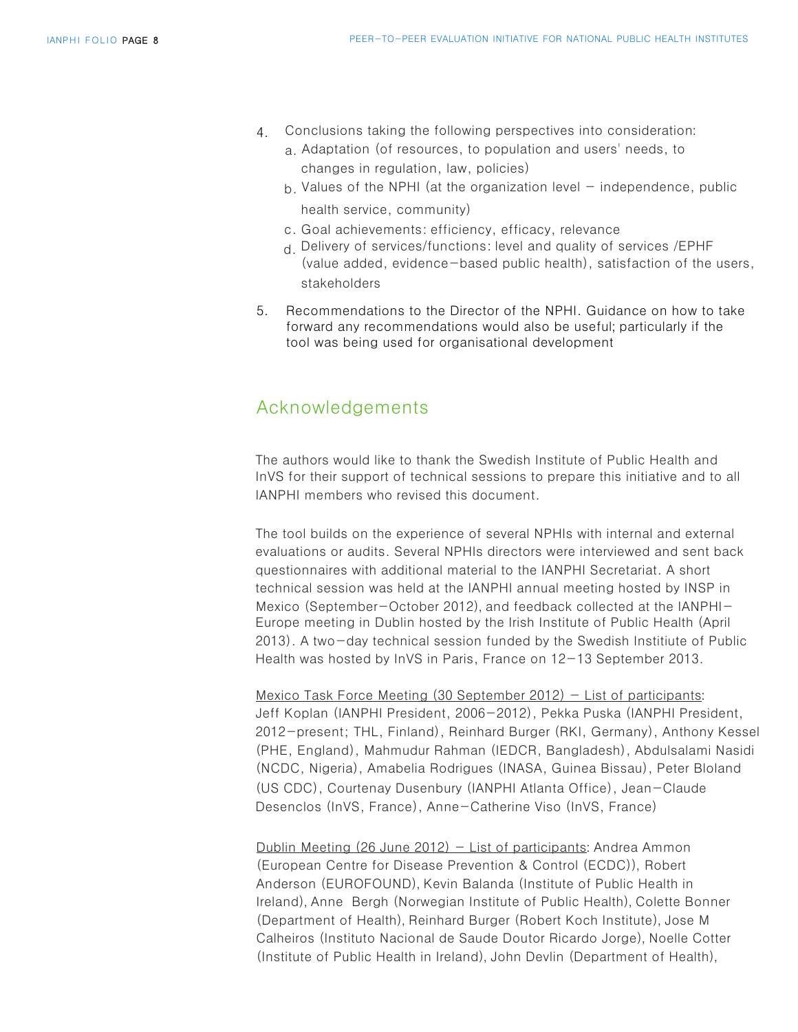4. Conclusions taking the following perspectives into consideration:
   a. Adaptation (of resources, to population and users' needs, to changes in regulation, law, policies)
   b. Values of the NPHI (at the organization level – independence, public health service, community)
   c. Goal achievements: efficiency, efficacy, relevance
   d. Delivery of services/functions: level and quality of services /EPHF (value added, evidence-based public health), satisfaction of the users, stakeholders
5. Recommendations to the Director of the NPHI. Guidance on how to take forward any recommendations would also be useful; particularly if the tool was being used for organisational development

## Acknowledgements

The authors would like to thank the Swedish Institute of Public Health and InVS for their support of technical sessions to prepare this initiative and to all IANPHI members who revised this document.

The tool builds on the experience of several NPHIs with internal and external evaluations or audits. Several NPHIs directors were interviewed and sent back questionnaires with additional material to the IANPHI Secretariat. A short technical session was held at the IANPHI annual meeting hosted by INSP in Mexico (September–October 2012), and feedback collected at the IANPHI-Europe meeting in Dublin hosted by the Irish Institute of Public Health (April 2013). A two-day technical session funded by the Swedish Institiute of Public Health was hosted by InVS in Paris, France on 12–13 September 2013.

Mexico Task Force Meeting (30 September 2012) – List of participants: Jeff Koplan (IANPHI President, 2006–2012), Pekka Puska (IANPHI President, 2012–present; THL, Finland), Reinhard Burger (RKI, Germany), Anthony Kessel (PHE, England), Mahmudur Rahman (IEDCR, Bangladesh), Abdulsalami Nasidi (NCDC, Nigeria), Amabelia Rodrigues (INASA, Guinea Bissau), Peter Bloland (US CDC), Courtenay Dusenbury (IANPHI Atlanta Office), Jean-Claude Desenclos (InVS, France), Anne-Catherine Viso (InVS, France)

Dublin Meeting (26 June 2012) – List of participants: Andrea Ammon (European Centre for Disease Prevention & Control (ECDC)), Robert Anderson (EUROFOUND), Kevin Balanda (Institute of Public Health in Ireland), Anne Bergh (Norwegian Institute of Public Health), Colette Bonner (Department of Health), Reinhard Burger (Robert Koch Institute), Jose M Calheiros (Instituto Nacional de Saude Doutor Ricardo Jorge), Noelle Cotter (Institute of Public Health in Ireland), John Devlin (Department of Health),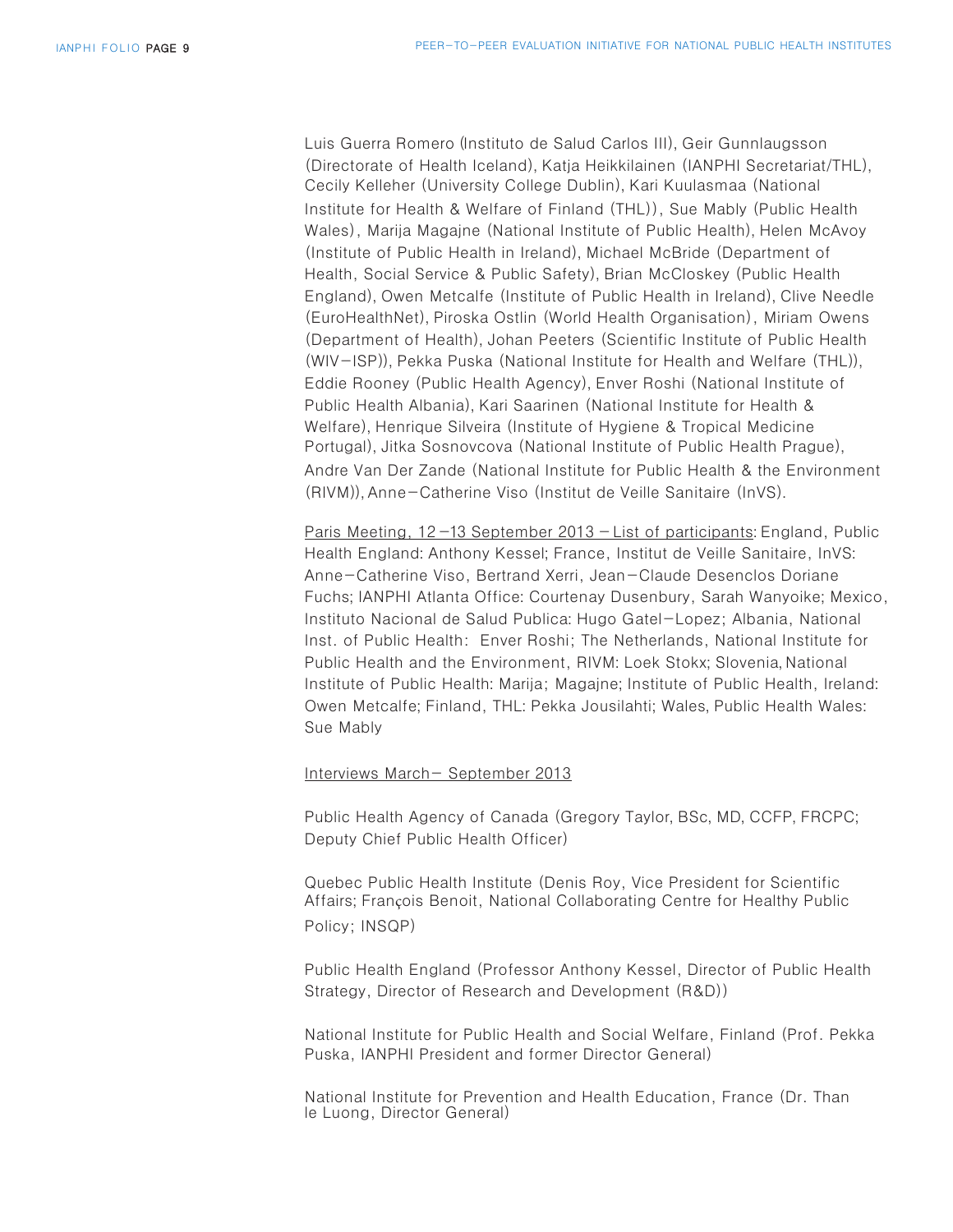Luis Guerra Romero (Instituto de Salud Carlos III), Geir Gunnlaugsson (Directorate of Health Iceland), Katja Heikkilainen (IANPHI Secretariat/THL), Cecily Kelleher (University College Dublin), Kari Kuulasmaa (National Institute for Health & Welfare of Finland (THL)), Sue Mably (Public Health Wales), Marija Magajne (National Institute of Public Health), Helen McAvoy (Institute of Public Health in Ireland), Michael McBride (Department of Health, Social Service & Public Safety), Brian McCloskey (Public Health England), Owen Metcalfe (Institute of Public Health in Ireland), Clive Needle (EuroHealthNet), Piroska Ostlin (World Health Organisation), Miriam Owens (Department of Health), Johan Peeters (Scientific Institute of Public Health (WIV-ISP)), Pekka Puska (National Institute for Health and Welfare (THL)), Eddie Rooney (Public Health Agency), Enver Roshi (National Institute of Public Health Albania), Kari Saarinen (National Institute for Health & Welfare), Henrique Silveira (Institute of Hygiene & Tropical Medicine Portugal), Jitka Sosnovcova (National Institute of Public Health Prague), Andre Van Der Zande (National Institute for Public Health & the Environment (RIVM)), Anne-Catherine Viso (Institut de Veille Sanitaire (InVS).

Paris Meeting, 12-13 September 2013 - List of participants: England, Public Health England: Anthony Kessel; France, Institut de Veille Sanitaire, InVS: Anne-Catherine Viso, Bertrand Xerri, Jean-Claude Desenclos Doriane Fuchs; IANPHI Atlanta Office: Courtenay Dusenbury, Sarah Wanyoike; Mexico, Instituto Nacional de Salud Publica: Hugo Gatel-Lopez; Albania, National Inst. of Public Health: Enver Roshi; The Netherlands, National Institute for Public Health and the Environment, RIVM: Loek Stokx; Slovenia, National Institute of Public Health: Marija; Magajne; Institute of Public Health, Ireland: Owen Metcalfe; Finland, THL: Pekka Jousilahti; Wales, Public Health Wales: Sue Mably

Interviews March- September 2013

Public Health Agency of Canada (Gregory Taylor, BSc, MD, CCFP, FRCPC; Deputy Chief Public Health Officer)

Quebec Public Health Institute (Denis Roy, Vice President for Scientific Affairs; François Benoit, National Collaborating Centre for Healthy Public Policy; INSQP)

Public Health England (Professor Anthony Kessel, Director of Public Health Strategy, Director of Research and Development (R&D))

National Institute for Public Health and Social Welfare, Finland (Prof. Pekka Puska, IANPHI President and former Director General)

National Institute for Prevention and Health Education, France (Dr. Than le Luong, Director General)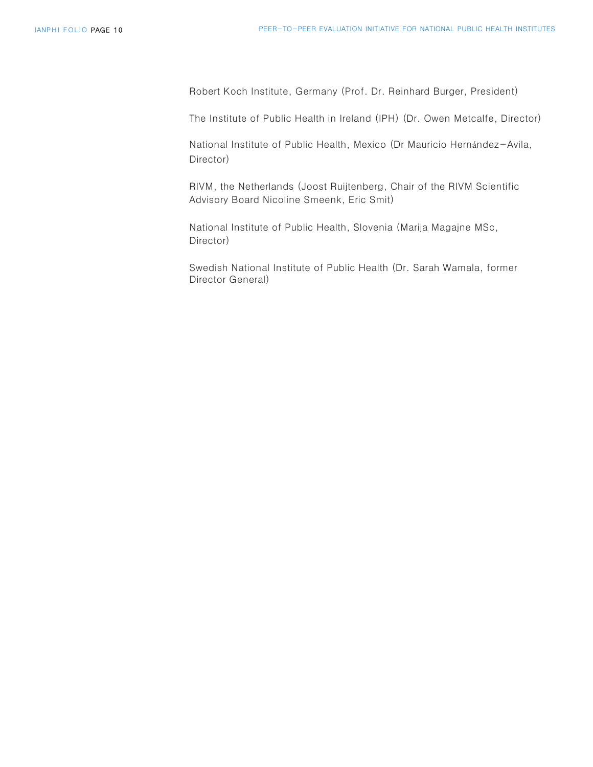Robert Koch Institute, Germany (Prof. Dr. Reinhard Burger, President)

The Institute of Public Health in Ireland (IPH) (Dr. Owen Metcalfe, Director)

National Institute of Public Health, Mexico (Dr Mauricio Hernández-Avila, Director)

RIVM, the Netherlands (Joost Ruijtenberg, Chair of the RIVM Scientific Advisory Board Nicoline Smeenk, Eric Smit)

National Institute of Public Health, Slovenia (Marija Magajne MSc, Director)

Swedish National Institute of Public Health (Dr. Sarah Wamala, former Director General)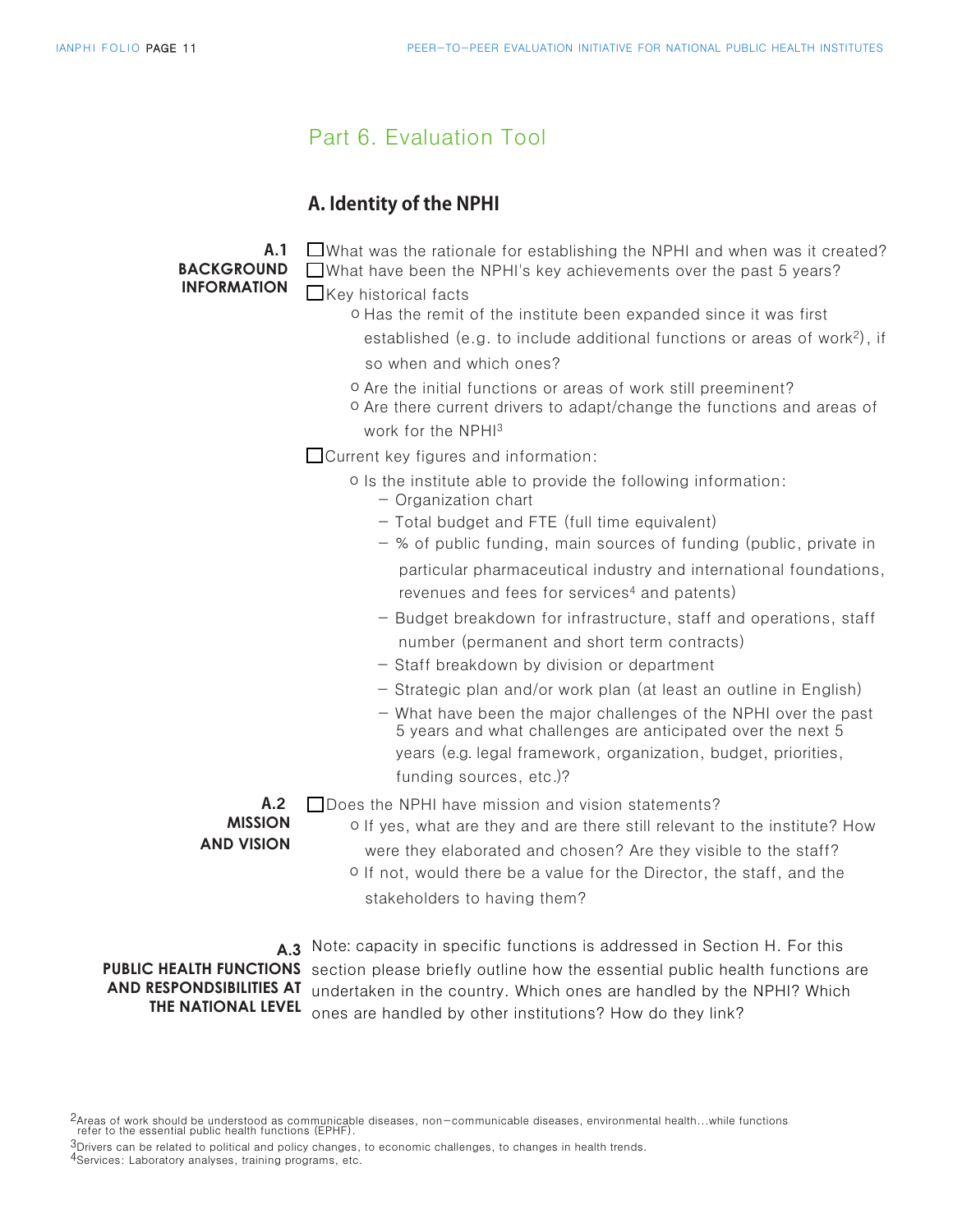## Part 6. Evaluation Tool

### A. Identity of the NPHI

**A.1 BACKGROUND INFORMATION**

- ☐ What was the rationale for establishing the NPHI and when was it created?
- ☐ What have been the NPHI's key achievements over the past 5 years?
- ☐ Key historical facts
  - Has the remit of the institute been expanded since it was first established (e.g. to include additional functions or areas of work[2]), if so when and which ones?
  - Are the initial functions or areas of work still preeminent?
  - Are there current drivers to adapt/change the functions and areas of work for the NPHI[3]
- ☐ Current key figures and information:
  - Is the institute able to provide the following information:
    - Organization chart
    - Total budget and FTE (full time equivalent)
    - % of public funding, main sources of funding (public, private in particular pharmaceutical industry and international foundations, revenues and fees for services[4] and patents)
    - Budget breakdown for infrastructure, staff and operations, staff number (permanent and short term contracts)
    - Staff breakdown by division or department
    - Strategic plan and/or work plan (at least an outline in English)
    - What have been the major challenges of the NPHI over the past 5 years and what challenges are anticipated over the next 5 years (e.g. legal framework, organization, budget, priorities, funding sources, etc.)?

**A.2 MISSION AND VISION**

- ☐ Does the NPHI have mission and vision statements?
  - If yes, what are they and are there still relevant to the institute? How were they elaborated and chosen? Are they visible to the staff?
  - If not, would there be a value for the Director, the staff, and the stakeholders to having them?

**A.3 PUBLIC HEALTH FUNCTIONS AND RESPONDSIBILITIES AT THE NATIONAL LEVEL**

Note: capacity in specific functions is addressed in Section H. For this section please briefly outline how the essential public health functions are undertaken in the country. Which ones are handled by the NPHI? Which ones are handled by other institutions? How do they link?

---

[2] Areas of work should be understood as communicable diseases, non-communicable diseases, environmental health…while functions refer to the essential public health functions (EPHF).

[3] Drivers can be related to political and policy changes, to economic challenges, to changes in health trends.

[4] Services: Laboratory analyses, training programs, etc.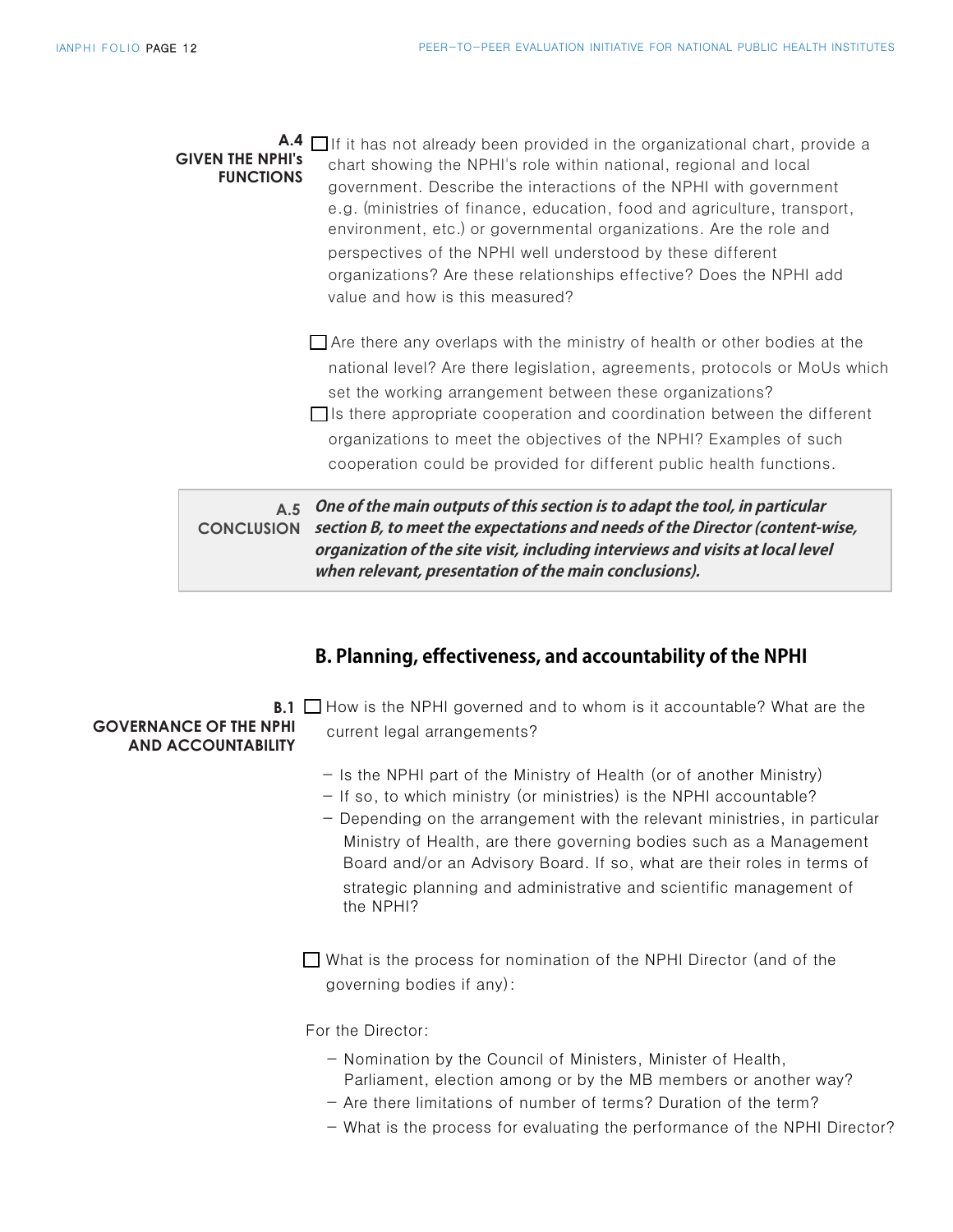**A.4 GIVEN THE NPHI's FUNCTIONS**

- [ ] If it has not already been provided in the organizational chart, provide a chart showing the NPHI's role within national, regional and local government. Describe the interactions of the NPHI with government e.g. (ministries of finance, education, food and agriculture, transport, environment, etc.) or governmental organizations. Are the role and perspectives of the NPHI well understood by these different organizations? Are these relationships effective? Does the NPHI add value and how is this measured?

- [ ] Are there any overlaps with the ministry of health or other bodies at the national level? Are there legislation, agreements, protocols or MoUs which set the working arrangement between these organizations?
- [ ] Is there appropriate cooperation and coordination between the different organizations to meet the objectives of the NPHI? Examples of such cooperation could be provided for different public health functions.

**A.5 CONCLUSION**

***One of the main outputs of this section is to adapt the tool, in particular section B, to meet the expectations and needs of the Director (content-wise, organization of the site visit, including interviews and visits at local level when relevant, presentation of the main conclusions).***

## B. Planning, effectiveness, and accountability of the NPHI

**B.1 GOVERNANCE OF THE NPHI AND ACCOUNTABILITY**

- [ ] How is the NPHI governed and to whom is it accountable? What are the current legal arrangements?

  - Is the NPHI part of the Ministry of Health (or of another Ministry)
  - If so, to which ministry (or ministries) is the NPHI accountable?
  - Depending on the arrangement with the relevant ministries, in particular Ministry of Health, are there governing bodies such as a Management Board and/or an Advisory Board. If so, what are their roles in terms of strategic planning and administrative and scientific management of the NPHI?

- [ ] What is the process for nomination of the NPHI Director (and of the governing bodies if any):

For the Director:

  - Nomination by the Council of Ministers, Minister of Health, Parliament, election among or by the MB members or another way?
  - Are there limitations of number of terms? Duration of the term?
  - What is the process for evaluating the performance of the NPHI Director?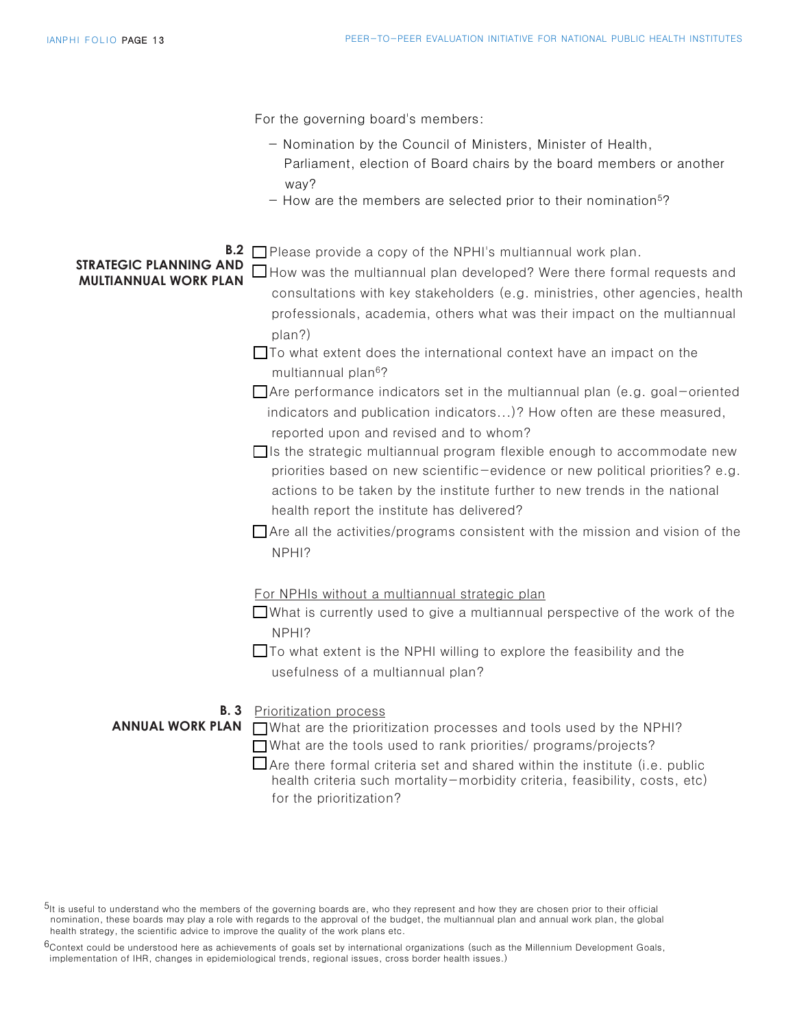For the governing board's members:

- Nomination by the Council of Ministers, Minister of Health, Parliament, election of Board chairs by the board members or another way?
- How are the members are selected prior to their nomination[5]?

**B.2 STRATEGIC PLANNING AND MULTIANNUAL WORK PLAN**

- ☐ Please provide a copy of the NPHI's multiannual work plan.
- ☐ How was the multiannual plan developed? Were there formal requests and consultations with key stakeholders (e.g. ministries, other agencies, health professionals, academia, others what was their impact on the multiannual plan?)
- ☐ To what extent does the international context have an impact on the multiannual plan[6]?
- ☐ Are performance indicators set in the multiannual plan (e.g. goal-oriented indicators and publication indicators...)? How often are these measured, reported upon and revised and to whom?
- ☐ Is the strategic multiannual program flexible enough to accommodate new priorities based on new scientific-evidence or new political priorities? e.g. actions to be taken by the institute further to new trends in the national health report the institute has delivered?
- ☐ Are all the activities/programs consistent with the mission and vision of the NPHI?

<u>For NPHIs without a multiannual strategic plan</u>

- ☐ What is currently used to give a multiannual perspective of the work of the NPHI?
- ☐ To what extent is the NPHI willing to explore the feasibility and the usefulness of a multiannual plan?

**B. 3 ANNUAL WORK PLAN**

<u>Prioritization process</u>

- ☐ What are the prioritization processes and tools used by the NPHI?
- ☐ What are the tools used to rank priorities/ programs/projects?
- ☐ Are there formal criteria set and shared within the institute (i.e. public health criteria such mortality-morbidity criteria, feasibility, costs, etc) for the prioritization?

[5] It is useful to understand who the members of the governing boards are, who they represent and how they are chosen prior to their official nomination, these boards may play a role with regards to the approval of the budget, the multiannual plan and annual work plan, the global health strategy, the scientific advice to improve the quality of the work plans etc.

[6] Context could be understood here as achievements of goals set by international organizations (such as the Millennium Development Goals, implementation of IHR, changes in epidemiological trends, regional issues, cross border health issues.)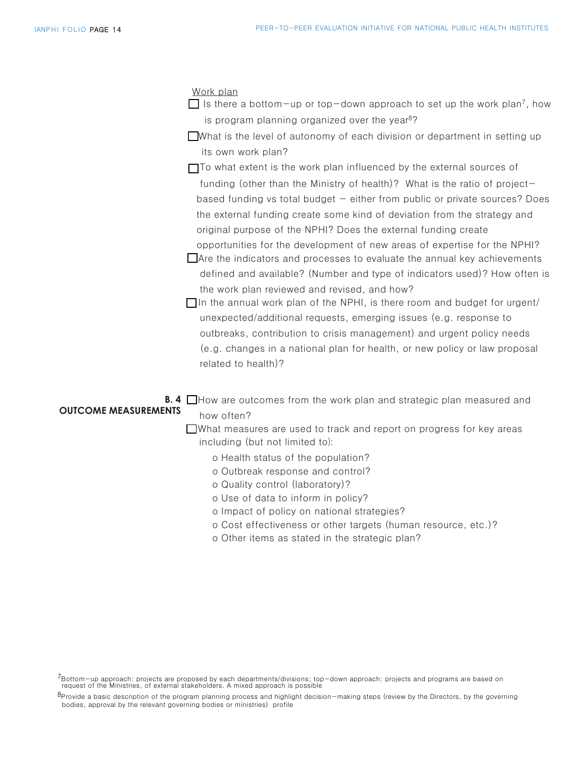Work plan

- ☐ Is there a bottom–up or top–down approach to set up the work plan[7], how is program planning organized over the year[8]?
- ☐ What is the level of autonomy of each division or department in setting up its own work plan?
- ☐ To what extent is the work plan influenced by the external sources of funding (other than the Ministry of health)? What is the ratio of project–based funding vs total budget – either from public or private sources? Does the external funding create some kind of deviation from the strategy and original purpose of the NPHI? Does the external funding create opportunities for the development of new areas of expertise for the NPHI?
- ☐ Are the indicators and processes to evaluate the annual key achievements defined and available? (Number and type of indicators used)? How often is the work plan reviewed and revised, and how?
- ☐ In the annual work plan of the NPHI, is there room and budget for urgent/unexpected/additional requests, emerging issues (e.g. response to outbreaks, contribution to crisis management) and urgent policy needs (e.g. changes in a national plan for health, or new policy or law proposal related to health)?

**B. 4 OUTCOME MEASUREMENTS**

- ☐ How are outcomes from the work plan and strategic plan measured and how often?
- ☐ What measures are used to track and report on progress for key areas including (but not limited to):
  - o Health status of the population?
  - o Outbreak response and control?
  - o Quality control (laboratory)?
  - o Use of data to inform in policy?
  - o Impact of policy on national strategies?
  - o Cost effectiveness or other targets (human resource, etc.)?
  - o Other items as stated in the strategic plan?

[7] Bottom–up approach: projects are proposed by each departments/divisions; top–down approach: projects and programs are based on request of the Ministries, of external stakeholders. A mixed approach is possible

[8] Provide a basic description of the program planning process and highlight decision–making steps (review by the Directors, by the governing bodies, approval by the relevant governing bodies or ministries) profile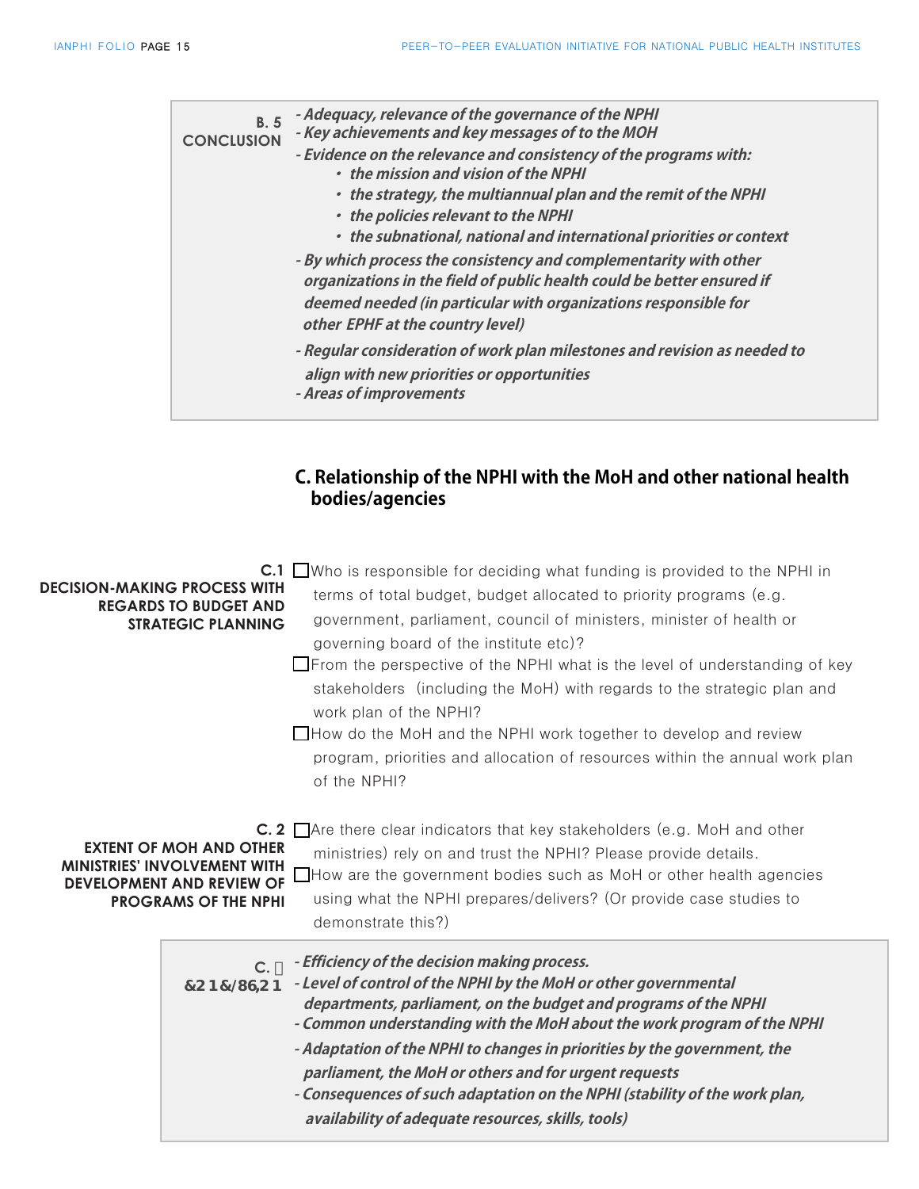**B. 5 CONCLUSION**

- *Adequacy, relevance of the governance of the NPHI*
- *Key achievements and key messages of to the MOH*
- *Evidence on the relevance and consistency of the programs with:*
  - *the mission and vision of the NPHI*
  - *the strategy, the multiannual plan and the remit of the NPHI*
  - *the policies relevant to the NPHI*
  - *the subnational, national and international priorities or context*
- *By which process the consistency and complementarity with other organizations in the field of public health could be better ensured if deemed needed (in particular with organizations responsible for other EPHF at the country level)*
- *Regular consideration of work plan milestones and revision as needed to align with new priorities or opportunities*
- *Areas of improvements*

## C. Relationship of the NPHI with the MoH and other national health bodies/agencies

**C.1 DECISION-MAKING PROCESS WITH REGARDS TO BUDGET AND STRATEGIC PLANNING**

- ☐ Who is responsible for deciding what funding is provided to the NPHI in terms of total budget, budget allocated to priority programs (e.g. government, parliament, council of ministers, minister of health or governing board of the institute etc)?
- ☐ From the perspective of the NPHI what is the level of understanding of key stakeholders (including the MoH) with regards to the strategic plan and work plan of the NPHI?
- ☐ How do the MoH and the NPHI work together to develop and review program, priorities and allocation of resources within the annual work plan of the NPHI?

**C. 2 EXTENT OF MOH AND OTHER MINISTRIES' INVOLVEMENT WITH DEVELOPMENT AND REVIEW OF PROGRAMS OF THE NPHI**

- ☐ Are there clear indicators that key stakeholders (e.g. MoH and other ministries) rely on and trust the NPHI? Please provide details.
- ☐ How are the government bodies such as MoH or other health agencies using what the NPHI prepares/delivers? (Or provide case studies to demonstrate this?)

**C. 3 CONCLUSION**

- *Efficiency of the decision making process.*
- *Level of control of the NPHI by the MoH or other governmental departments, parliament, on the budget and programs of the NPHI*
- *Common understanding with the MoH about the work program of the NPHI*
- *Adaptation of the NPHI to changes in priorities by the government, the parliament, the MoH or others and for urgent requests*
- *Consequences of such adaptation on the NPHI (stability of the work plan, availability of adequate resources, skills, tools)*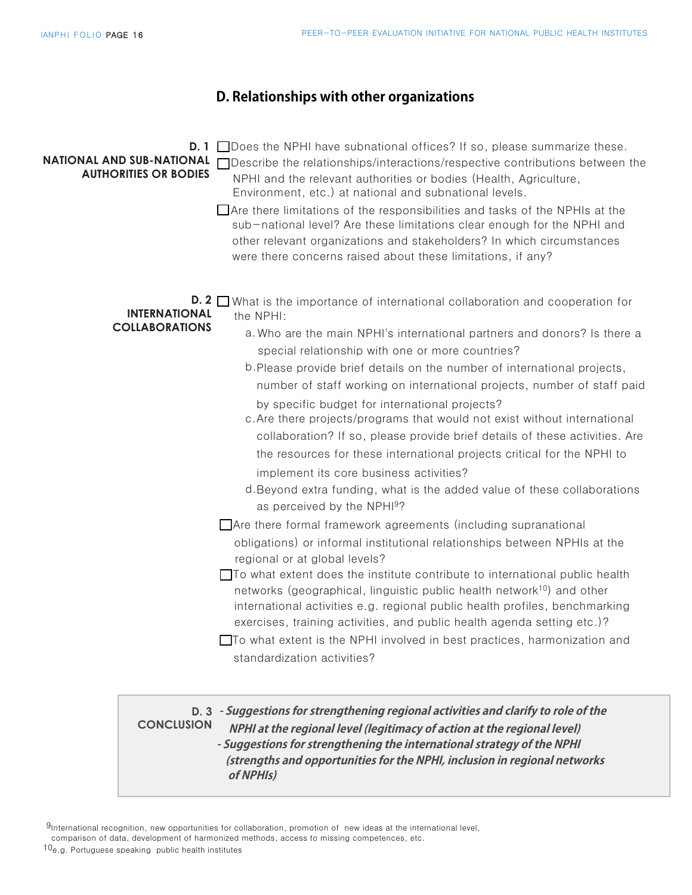## D. Relationships with other organizations

**D. 1**
**NATIONAL AND SUB-NATIONAL AUTHORITIES OR BODIES**

- ☐ Does the NPHI have subnational offices? If so, please summarize these.
- ☐ Describe the relationships/interactions/respective contributions between the NPHI and the relevant authorities or bodies (Health, Agriculture, Environment, etc.) at national and subnational levels.
- ☐ Are there limitations of the responsibilities and tasks of the NPHIs at the sub–national level? Are these limitations clear enough for the NPHI and other relevant organizations and stakeholders? In which circumstances were there concerns raised about these limitations, if any?

**D. 2**
**INTERNATIONAL COLLABORATIONS**

- ☐ What is the importance of international collaboration and cooperation for the NPHI:
  a. Who are the main NPHI's international partners and donors? Is there a special relationship with one or more countries?
  b. Please provide brief details on the number of international projects, number of staff working on international projects, number of staff paid by specific budget for international projects?
  c. Are there projects/programs that would not exist without international collaboration? If so, please provide brief details of these activities. Are the resources for these international projects critical for the NPHI to implement its core business activities?
  d. Beyond extra funding, what is the added value of these collaborations as perceived by the NPHI[9]?
- ☐ Are there formal framework agreements (including supranational obligations) or informal institutional relationships between NPHIs at the regional or at global levels?
- ☐ To what extent does the institute contribute to international public health networks (geographical, linguistic public health network[10]) and other international activities e.g. regional public health profiles, benchmarking exercises, training activities, and public health agenda setting etc.)?
- ☐ To what extent is the NPHI involved in best practices, harmonization and standardization activities?

**D. 3**
**CONCLUSION**

- ***Suggestions for strengthening regional activities and clarify to role of the NPHI at the regional level (legitimacy of action at the regional level)***
- ***Suggestions for strengthening the international strategy of the NPHI (strengths and opportunities for the NPHI, inclusion in regional networks of NPHIs)***

---

[9] International recognition, new opportunities for collaboration, promotion of new ideas at the international level, comparison of data, development of harmonized methods, access to missing competences, etc.

[10] e.g. Portuguese speaking public health institutes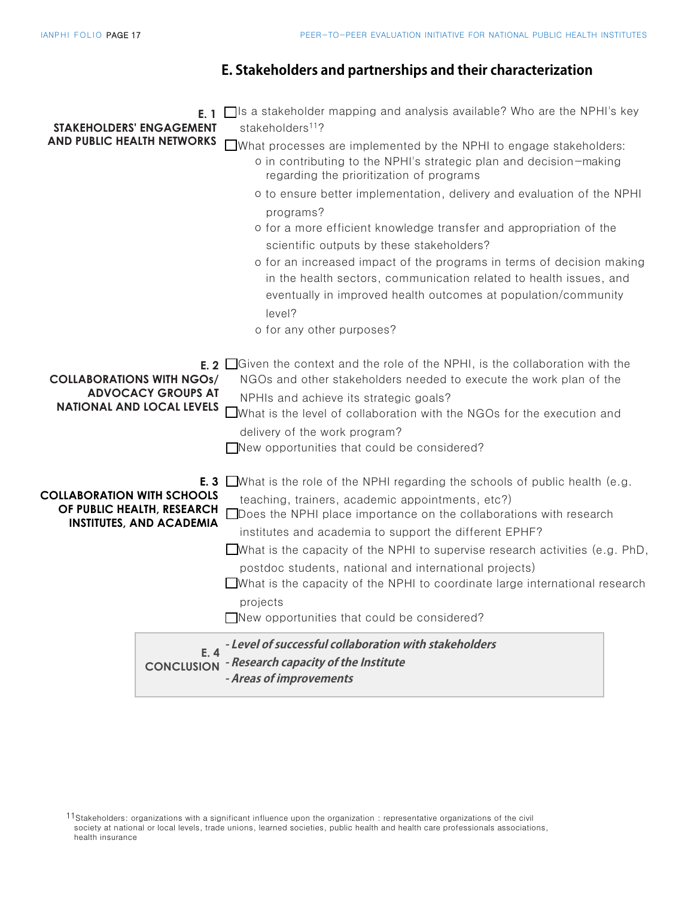## E. Stakeholders and partnerships and their characterization

**E. 1 STAKEHOLDERS' ENGAGEMENT AND PUBLIC HEALTH NETWORKS**

- ☐ Is a stakeholder mapping and analysis available? Who are the NPHI's key stakeholders[11]?
- ☐ What processes are implemented by the NPHI to engage stakeholders:
  - o in contributing to the NPHI's strategic plan and decision-making regarding the prioritization of programs
  - o to ensure better implementation, delivery and evaluation of the NPHI programs?
  - o for a more efficient knowledge transfer and appropriation of the scientific outputs by these stakeholders?
  - o for an increased impact of the programs in terms of decision making in the health sectors, communication related to health issues, and eventually in improved health outcomes at population/community level?
  - o for any other purposes?

**E. 2 COLLABORATIONS WITH NGOs/ ADVOCACY GROUPS AT NATIONAL AND LOCAL LEVELS**

- ☐ Given the context and the role of the NPHI, is the collaboration with the NGOs and other stakeholders needed to execute the work plan of the NPHIs and achieve its strategic goals?
- ☐ What is the level of collaboration with the NGOs for the execution and delivery of the work program?
- ☐ New opportunities that could be considered?

**E. 3 COLLABORATION WITH SCHOOLS OF PUBLIC HEALTH, RESEARCH INSTITUTES, AND ACADEMIA**

- ☐ What is the role of the NPHI regarding the schools of public health (e.g. teaching, trainers, academic appointments, etc?)
- ☐ Does the NPHI place importance on the collaborations with research institutes and academia to support the different EPHF?
- ☐ What is the capacity of the NPHI to supervise research activities (e.g. PhD, postdoc students, national and international projects)
- ☐ What is the capacity of the NPHI to coordinate large international research projects
- ☐ New opportunities that could be considered?

**E. 4 CONCLUSION**

- ***Level of successful collaboration with stakeholders***
- ***Research capacity of the Institute***
- ***Areas of improvements***

[11] Stakeholders: organizations with a significant influence upon the organization : representative organizations of the civil society at national or local levels, trade unions, learned societies, public health and health care professionals associations, health insurance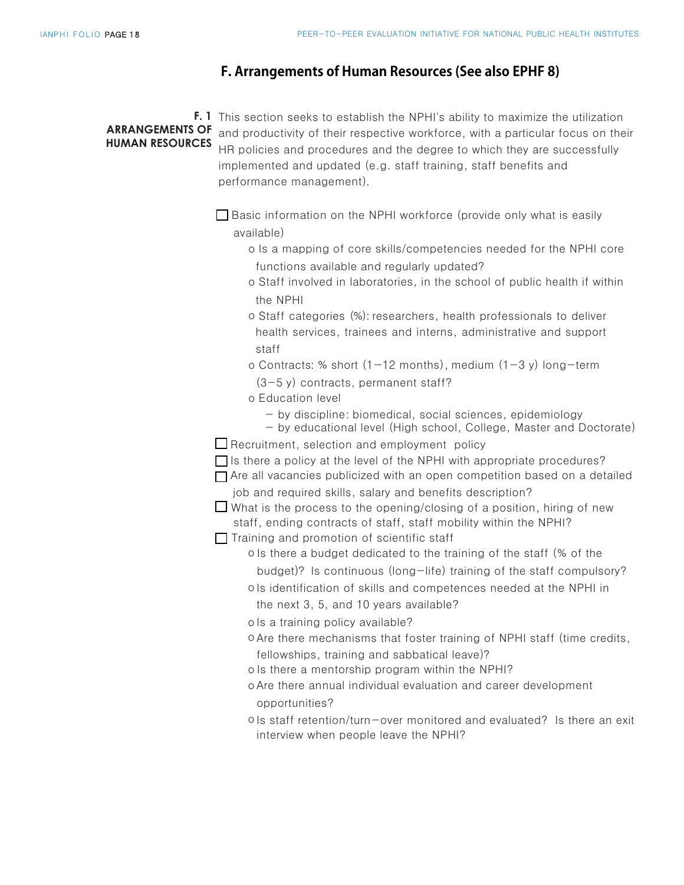## F. Arrangements of Human Resources (See also EPHF 8)

**F. 1 ARRANGEMENTS OF HUMAN RESOURCES**

This section seeks to establish the NPHI's ability to maximize the utilization and productivity of their respective workforce, with a particular focus on their HR policies and procedures and the degree to which they are successfully implemented and updated (e.g. staff training, staff benefits and performance management).

- [ ] Basic information on the NPHI workforce (provide only what is easily available)
  - o Is a mapping of core skills/competencies needed for the NPHI core functions available and regularly updated?
  - o Staff involved in laboratories, in the school of public health if within the NPHI
  - o Staff categories (%): researchers, health professionals to deliver health services, trainees and interns, administrative and support staff
  - o Contracts: % short (1–12 months), medium (1–3 y) long-term (3–5 y) contracts, permanent staff?
  - o Education level
    - – by discipline: biomedical, social sciences, epidemiology
    - – by educational level (High school, College, Master and Doctorate)
- [ ] Recruitment, selection and employment policy
- [ ] Is there a policy at the level of the NPHI with appropriate procedures?
- [ ] Are all vacancies publicized with an open competition based on a detailed job and required skills, salary and benefits description?
- [ ] What is the process to the opening/closing of a position, hiring of new staff, ending contracts of staff, staff mobility within the NPHI?
- [ ] Training and promotion of scientific staff
  - o Is there a budget dedicated to the training of the staff (% of the budget)? Is continuous (long-life) training of the staff compulsory?
  - o Is identification of skills and competences needed at the NPHI in the next 3, 5, and 10 years available?
  - o Is a training policy available?
  - o Are there mechanisms that foster training of NPHI staff (time credits, fellowships, training and sabbatical leave)?
  - o Is there a mentorship program within the NPHI?
  - o Are there annual individual evaluation and career development opportunities?
  - o Is staff retention/turn-over monitored and evaluated? Is there an exit interview when people leave the NPHI?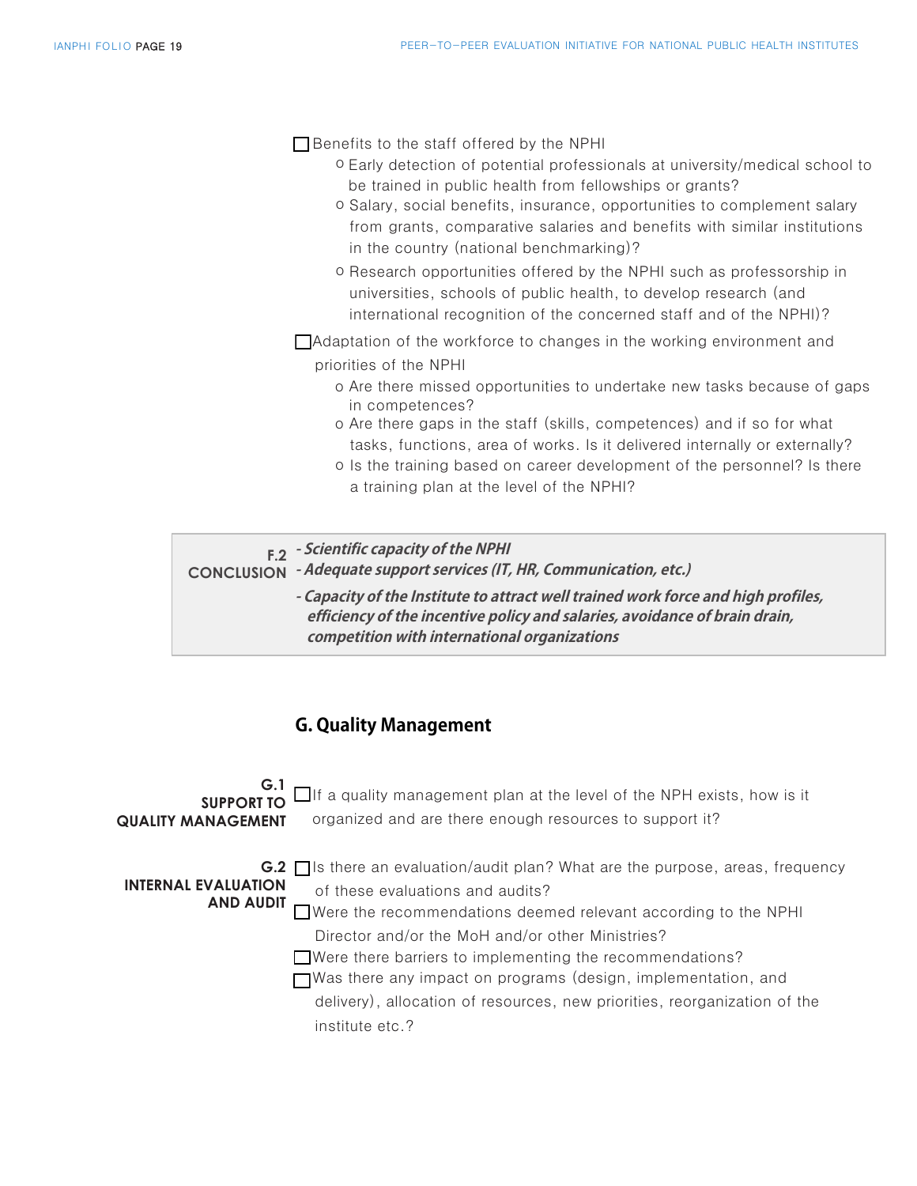- ☐ Benefits to the staff offered by the NPHI
  - o Early detection of potential professionals at university/medical school to be trained in public health from fellowships or grants?
  - o Salary, social benefits, insurance, opportunities to complement salary from grants, comparative salaries and benefits with similar institutions in the country (national benchmarking)?
  - o Research opportunities offered by the NPHI such as professorship in universities, schools of public health, to develop research (and international recognition of the concerned staff and of the NPHI)?
- ☐ Adaptation of the workforce to changes in the working environment and priorities of the NPHI
  - o Are there missed opportunities to undertake new tasks because of gaps in competences?
  - o Are there gaps in the staff (skills, competences) and if so for what tasks, functions, area of works. Is it delivered internally or externally?
  - o Is the training based on career development of the personnel? Is there a training plan at the level of the NPHI?

**F.2 CONCLUSION**

***- Scientific capacity of the NPHI***

***- Adequate support services (IT, HR, Communication, etc.)***

***- Capacity of the Institute to attract well trained work force and high profiles, efficiency of the incentive policy and salaries, avoidance of brain drain, competition with international organizations***

## G. Quality Management

**G.1 SUPPORT TO QUALITY MANAGEMENT**

- ☐ If a quality management plan at the level of the NPH exists, how is it organized and are there enough resources to support it?

**G.2 INTERNAL EVALUATION AND AUDIT**

- ☐ Is there an evaluation/audit plan? What are the purpose, areas, frequency of these evaluations and audits?
- ☐ Were the recommendations deemed relevant according to the NPHI Director and/or the MoH and/or other Ministries?
- ☐ Were there barriers to implementing the recommendations?
- ☐ Was there any impact on programs (design, implementation, and delivery), allocation of resources, new priorities, reorganization of the institute etc.?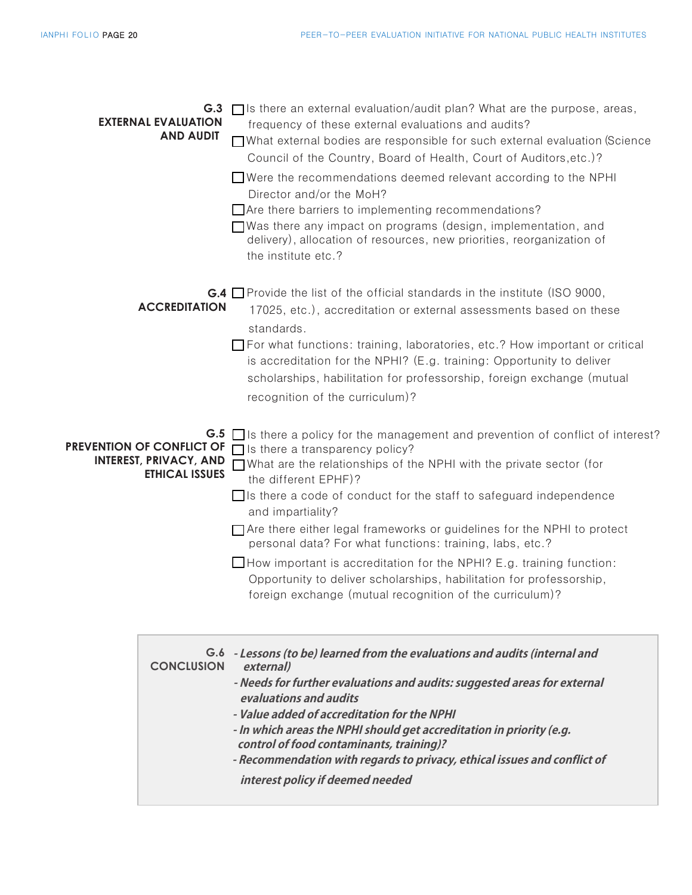### G.3 EXTERNAL EVALUATION AND AUDIT

- ☐ Is there an external evaluation/audit plan? What are the purpose, areas, frequency of these external evaluations and audits?
- ☐ What external bodies are responsible for such external evaluation (Science Council of the Country, Board of Health, Court of Auditors,etc.)?
- ☐ Were the recommendations deemed relevant according to the NPHI Director and/or the MoH?
- ☐ Are there barriers to implementing recommendations?
- ☐ Was there any impact on programs (design, implementation, and delivery), allocation of resources, new priorities, reorganization of the institute etc.?

### G.4 ACCREDITATION

- ☐ Provide the list of the official standards in the institute (ISO 9000, 17025, etc.), accreditation or external assessments based on these standards.
- ☐ For what functions: training, laboratories, etc.? How important or critical is accreditation for the NPHI? (E.g. training: Opportunity to deliver scholarships, habilitation for professorship, foreign exchange (mutual recognition of the curriculum)?

### G.5 PREVENTION OF CONFLICT OF INTEREST, PRIVACY, AND ETHICAL ISSUES

- ☐ Is there a policy for the management and prevention of conflict of interest?
- ☐ Is there a transparency policy?
- ☐ What are the relationships of the NPHI with the private sector (for the different EPHF)?
- ☐ Is there a code of conduct for the staff to safeguard independence and impartiality?
- ☐ Are there either legal frameworks or guidelines for the NPHI to protect personal data? For what functions: training, labs, etc.?
- ☐ How important is accreditation for the NPHI? E.g. training function: Opportunity to deliver scholarships, habilitation for professorship, foreign exchange (mutual recognition of the curriculum)?

### G.6 CONCLUSION

- ***Lessons (to be) learned from the evaluations and audits (internal and external)***
- ***Needs for further evaluations and audits: suggested areas for external evaluations and audits***
- ***Value added of accreditation for the NPHI***
- ***In which areas the NPHI should get accreditation in priority (e.g. control of food contaminants, training)?***
- ***Recommendation with regards to privacy, ethical issues and conflict of interest policy if deemed needed***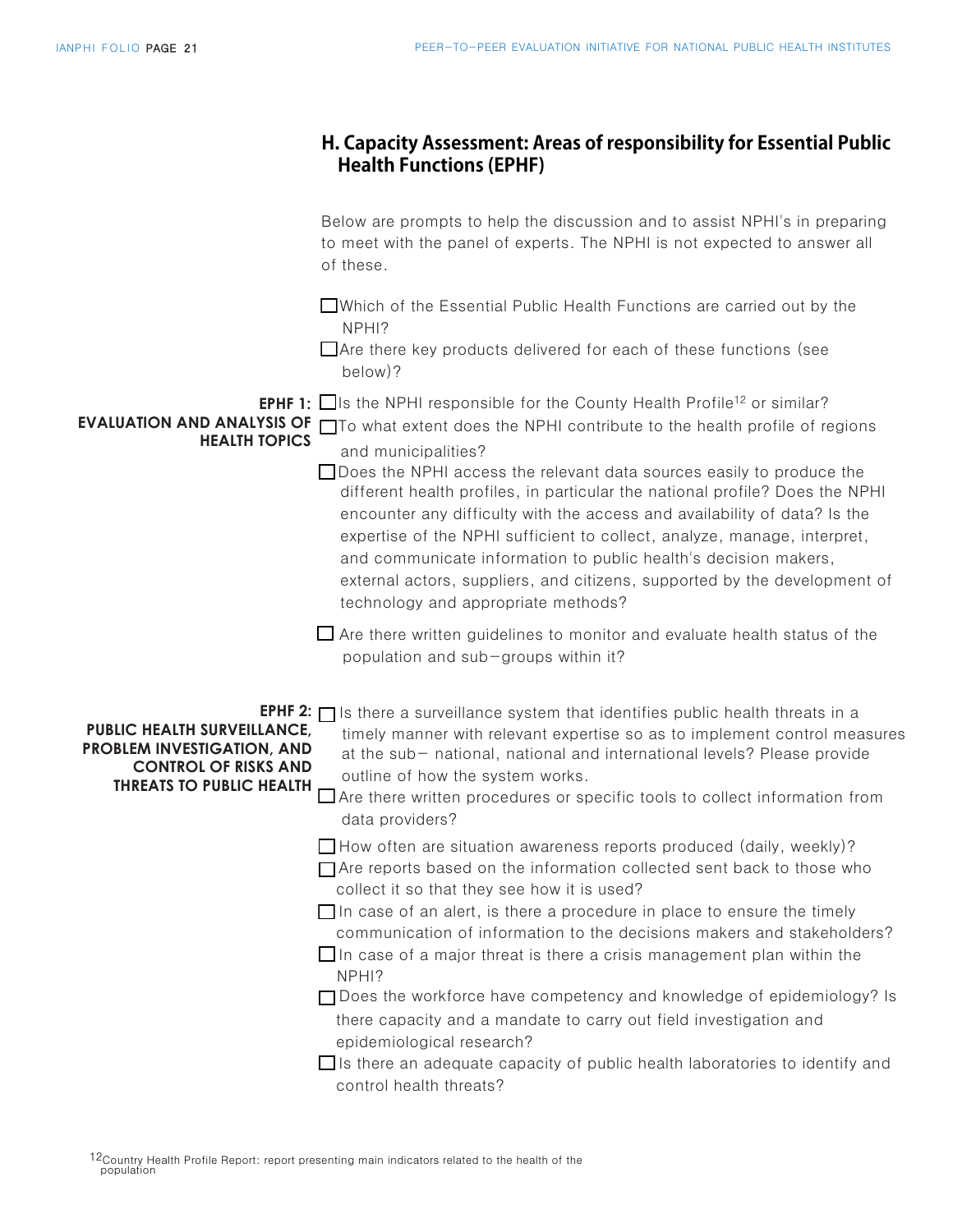## H. Capacity Assessment: Areas of responsibility for Essential Public Health Functions (EPHF)

Below are prompts to help the discussion and to assist NPHI's in preparing to meet with the panel of experts. The NPHI is not expected to answer all of these.

- ☐ Which of the Essential Public Health Functions are carried out by the NPHI?
- ☐ Are there key products delivered for each of these functions (see below)?

**EPHF 1: EVALUATION AND ANALYSIS OF HEALTH TOPICS**

- ☐ Is the NPHI responsible for the County Health Profile[12] or similar?
- ☐ To what extent does the NPHI contribute to the health profile of regions and municipalities?
- ☐ Does the NPHI access the relevant data sources easily to produce the different health profiles, in particular the national profile? Does the NPHI encounter any difficulty with the access and availability of data? Is the expertise of the NPHI sufficient to collect, analyze, manage, interpret, and communicate information to public health's decision makers, external actors, suppliers, and citizens, supported by the development of technology and appropriate methods?
- ☐ Are there written guidelines to monitor and evaluate health status of the population and sub−groups within it?

**EPHF 2: PUBLIC HEALTH SURVEILLANCE, PROBLEM INVESTIGATION, AND CONTROL OF RISKS AND THREATS TO PUBLIC HEALTH**

- ☐ Is there a surveillance system that identifies public health threats in a timely manner with relevant expertise so as to implement control measures at the sub− national, national and international levels? Please provide outline of how the system works.
- ☐ Are there written procedures or specific tools to collect information from data providers?
- ☐ How often are situation awareness reports produced (daily, weekly)?
- ☐ Are reports based on the information collected sent back to those who collect it so that they see how it is used?
- ☐ In case of an alert, is there a procedure in place to ensure the timely communication of information to the decisions makers and stakeholders?
- ☐ In case of a major threat is there a crisis management plan within the NPHI?
- ☐ Does the workforce have competency and knowledge of epidemiology? Is there capacity and a mandate to carry out field investigation and epidemiological research?
- ☐ Is there an adequate capacity of public health laboratories to identify and control health threats?

[12] Country Health Profile Report: report presenting main indicators related to the health of the population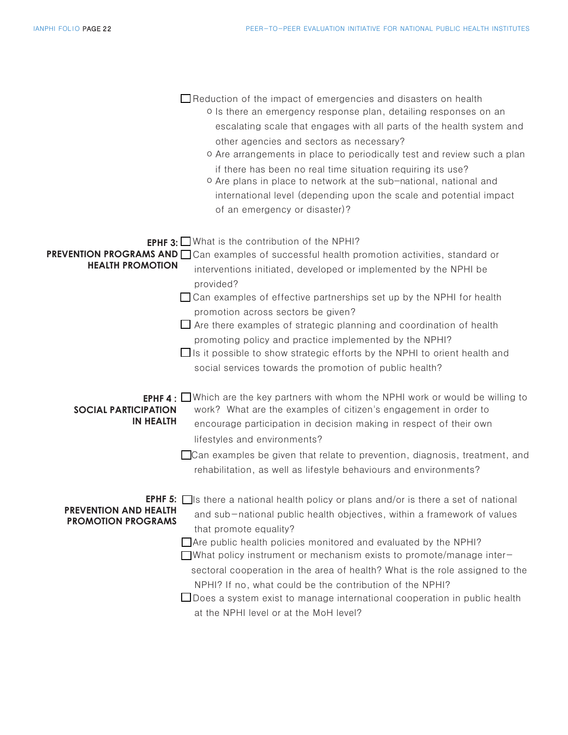- [ ] Reduction of the impact of emergencies and disasters on health
  - Is there an emergency response plan, detailing responses on an escalating scale that engages with all parts of the health system and other agencies and sectors as necessary?
  - Are arrangements in place to periodically test and review such a plan if there has been no real time situation requiring its use?
  - Are plans in place to network at the sub–national, national and international level (depending upon the scale and potential impact of an emergency or disaster)?

**EPHF 3: PREVENTION PROGRAMS AND HEALTH PROMOTION**

- [ ] What is the contribution of the NPHI?
- [ ] Can examples of successful health promotion activities, standard or interventions initiated, developed or implemented by the NPHI be provided?
- [ ] Can examples of effective partnerships set up by the NPHI for health promotion across sectors be given?
- [ ] Are there examples of strategic planning and coordination of health promoting policy and practice implemented by the NPHI?
- [ ] Is it possible to show strategic efforts by the NPHI to orient health and social services towards the promotion of public health?

**EPHF 4 : SOCIAL PARTICIPATION IN HEALTH**

- [ ] Which are the key partners with whom the NPHI work or would be willing to work? What are the examples of citizen's engagement in order to encourage participation in decision making in respect of their own lifestyles and environments?
- [ ] Can examples be given that relate to prevention, diagnosis, treatment, and rehabilitation, as well as lifestyle behaviours and environments?

**EPHF 5: PREVENTION AND HEALTH PROMOTION PROGRAMS**

- [ ] Is there a national health policy or plans and/or is there a set of national and sub–national public health objectives, within a framework of values that promote equality?
- [ ] Are public health policies monitored and evaluated by the NPHI?
- [ ] What policy instrument or mechanism exists to promote/manage inter–sectoral cooperation in the area of health? What is the role assigned to the NPHI? If no, what could be the contribution of the NPHI?
- [ ] Does a system exist to manage international cooperation in public health at the NPHI level or at the MoH level?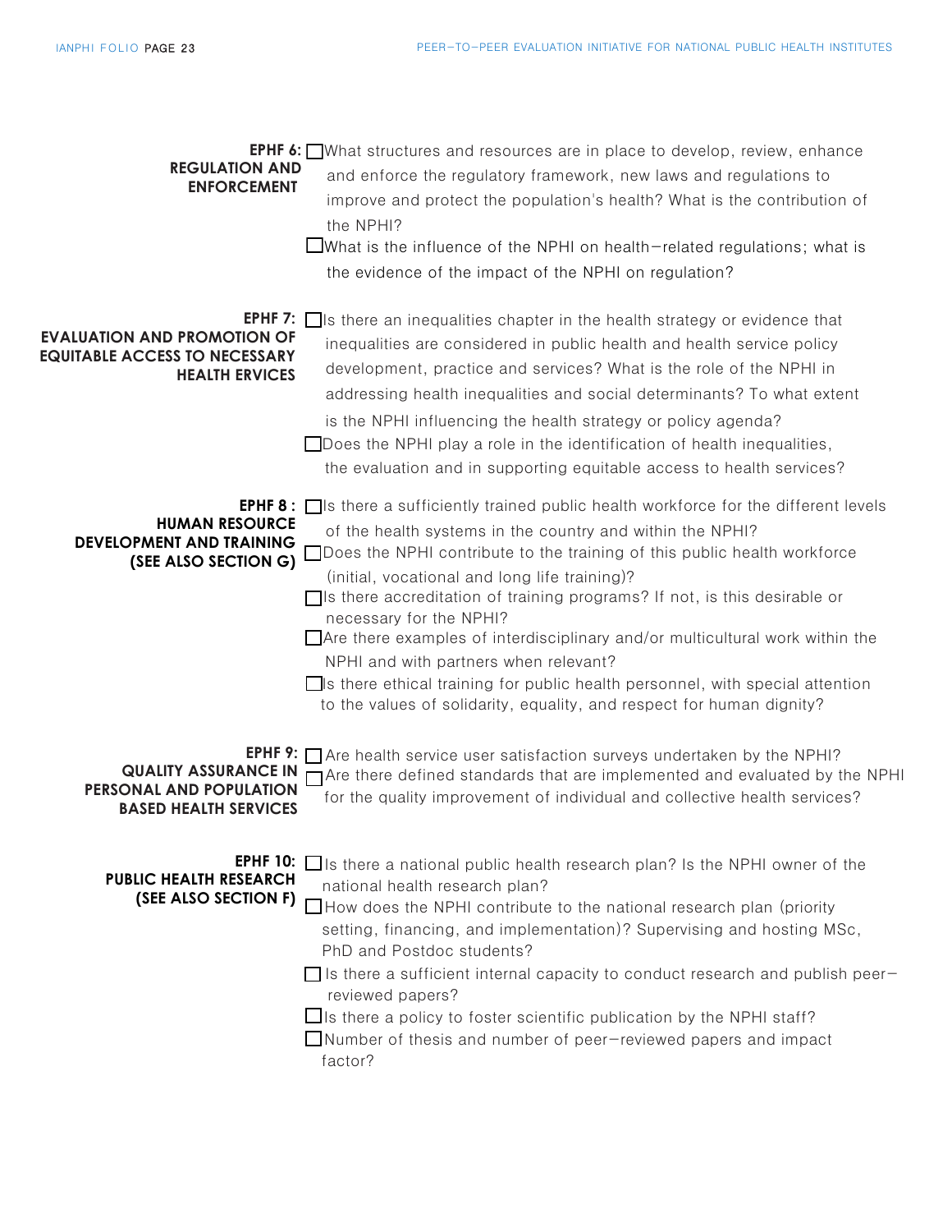**EPHF 6: REGULATION AND ENFORCEMENT**

- ☐ What structures and resources are in place to develop, review, enhance and enforce the regulatory framework, new laws and regulations to improve and protect the population's health? What is the contribution of the NPHI?
- ☐ What is the influence of the NPHI on health-related regulations; what is the evidence of the impact of the NPHI on regulation?

**EPHF 7: EVALUATION AND PROMOTION OF EQUITABLE ACCESS TO NECESSARY HEALTH ERVICES**

- ☐ Is there an inequalities chapter in the health strategy or evidence that inequalities are considered in public health and health service policy development, practice and services? What is the role of the NPHI in addressing health inequalities and social determinants? To what extent is the NPHI influencing the health strategy or policy agenda?
- ☐ Does the NPHI play a role in the identification of health inequalities, the evaluation and in supporting equitable access to health services?

**EPHF 8 : HUMAN RESOURCE DEVELOPMENT AND TRAINING (SEE ALSO SECTION G)**

- ☐ Is there a sufficiently trained public health workforce for the different levels of the health systems in the country and within the NPHI?
- ☐ Does the NPHI contribute to the training of this public health workforce (initial, vocational and long life training)?
- ☐ Is there accreditation of training programs? If not, is this desirable or necessary for the NPHI?
- ☐ Are there examples of interdisciplinary and/or multicultural work within the NPHI and with partners when relevant?
- ☐ Is there ethical training for public health personnel, with special attention to the values of solidarity, equality, and respect for human dignity?

**EPHF 9: QUALITY ASSURANCE IN PERSONAL AND POPULATION BASED HEALTH SERVICES**

- ☐ Are health service user satisfaction surveys undertaken by the NPHI?
- ☐ Are there defined standards that are implemented and evaluated by the NPHI for the quality improvement of individual and collective health services?

**EPHF 10: PUBLIC HEALTH RESEARCH (SEE ALSO SECTION F)**

- ☐ Is there a national public health research plan? Is the NPHI owner of the national health research plan?
- ☐ How does the NPHI contribute to the national research plan (priority setting, financing, and implementation)? Supervising and hosting MSc, PhD and Postdoc students?
- ☐ Is there a sufficient internal capacity to conduct research and publish peer-reviewed papers?
- ☐ Is there a policy to foster scientific publication by the NPHI staff?
- ☐ Number of thesis and number of peer-reviewed papers and impact factor?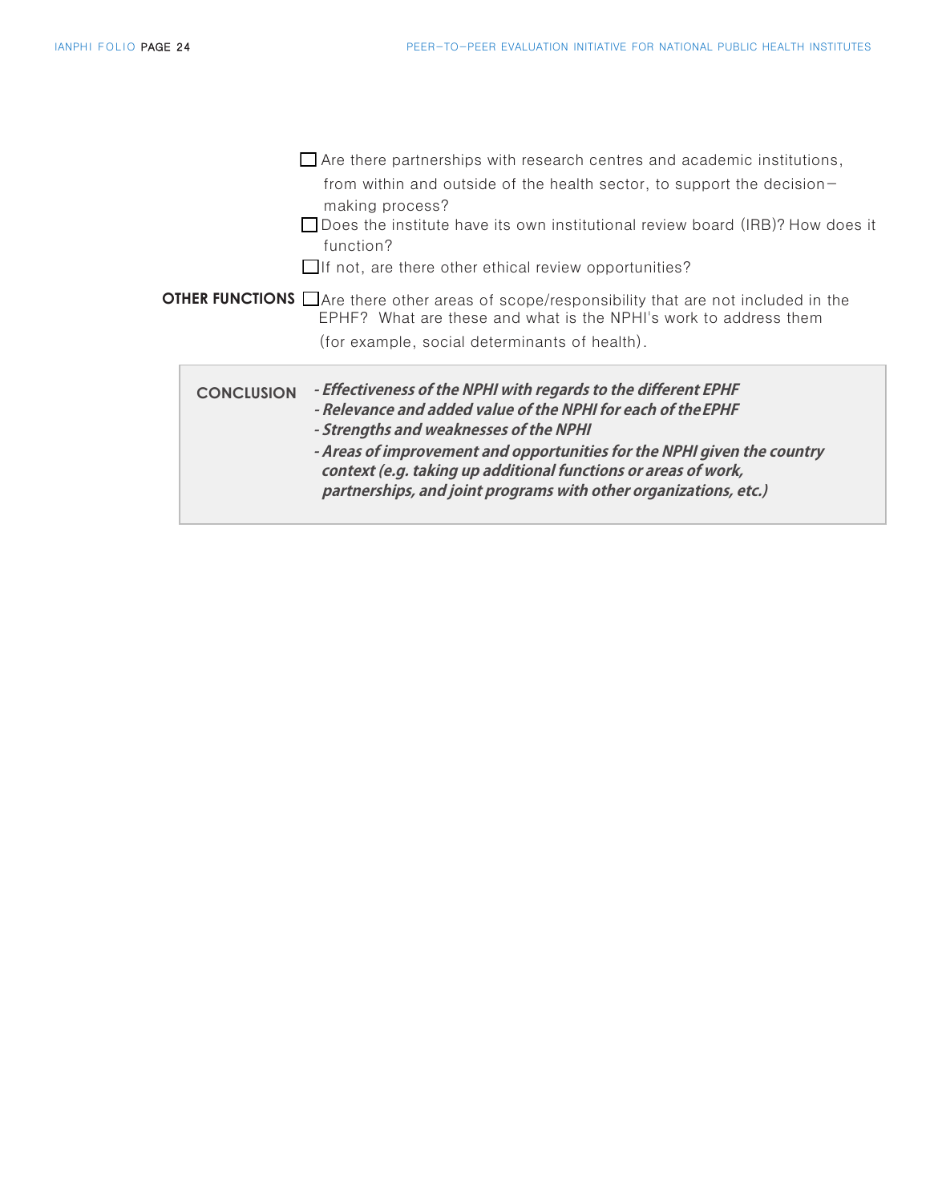- ☐ Are there partnerships with research centres and academic institutions, from within and outside of the health sector, to support the decision–making process?
- ☐ Does the institute have its own institutional review board (IRB)? How does it function?
- ☐ If not, are there other ethical review opportunities?

**OTHER FUNCTIONS**

- ☐ Are there other areas of scope/responsibility that are not included in the EPHF? What are these and what is the NPHI's work to address them (for example, social determinants of health).

**CONCLUSION**

- ***Effectiveness of the NPHI with regards to the different EPHF***
- ***Relevance and added value of the NPHI for each of the EPHF***
- ***Strengths and weaknesses of the NPHI***
- ***Areas of improvement and opportunities for the NPHI given the country context (e.g. taking up additional functions or areas of work, partnerships, and joint programs with other organizations, etc.)***